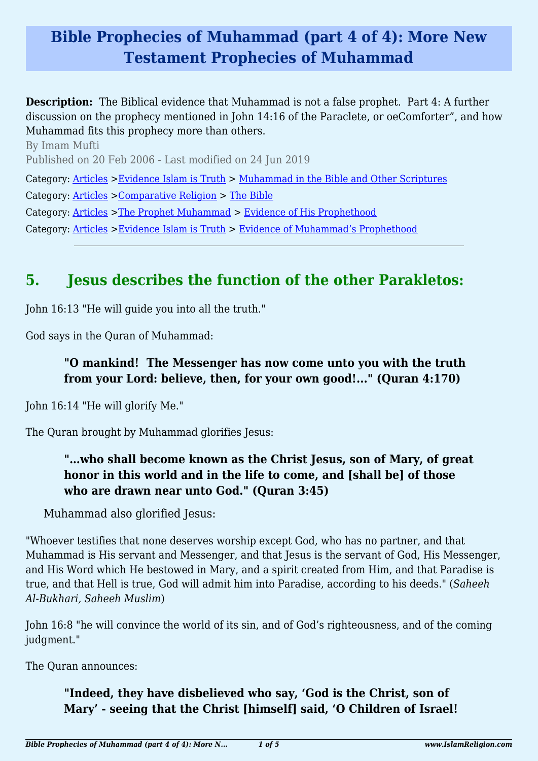# Bible Prophecies of Muhammad (part 4 of 4): More New Testament Prophecies of Muhammad

**Description:** The Biblical evidence that Muhammad is not a false prophet. Part 4: A further discussion on the prophecy mentioned in John 14:16 of the Paraclete, or oeComforter", and how Muhammad fits this prophecy more than others.

By Imam Mufti

Published on 20 Feb 2006 - Last modified on 24 Jun 2019

Category: Articles >Evidence Islam is Truth > Muhammad in the Bible and Other Scriptures

Category: Articles >Comparative Religion > The Bible

Category: Articles >The Prophet Muhammad > Evidence of His Prophethood

Category: Articles >Evidence Islam is Truth > Evidence of Muhammad's Prophethood

---

## 5. Jesus describes the function of the other Parakletos:

John 16:13 "He will guide you into all the truth."

God says in the Quran of Muhammad:

> **"O mankind! The Messenger has now come unto you with the truth from your Lord: believe, then, for your own good!..." (Quran 4:170)**

John 16:14 "He will glorify Me."

The Quran brought by Muhammad glorifies Jesus:

> **"...who shall become known as the Christ Jesus, son of Mary, of great honor in this world and in the life to come, and [shall be] of those who are drawn near unto God." (Quran 3:45)**

Muhammad also glorified Jesus:

"Whoever testifies that none deserves worship except God, who has no partner, and that Muhammad is His servant and Messenger, and that Jesus is the servant of God, His Messenger, and His Word which He bestowed in Mary, and a spirit created from Him, and that Paradise is true, and that Hell is true, God will admit him into Paradise, according to his deeds." (*Saheeh Al-Bukhari, Saheeh Muslim*)

John 16:8 "he will convince the world of its sin, and of God's righteousness, and of the coming judgment."

The Quran announces:

> **"Indeed, they have disbelieved who say, 'God is the Christ, son of Mary' - seeing that the Christ [himself] said, 'O Children of Israel!**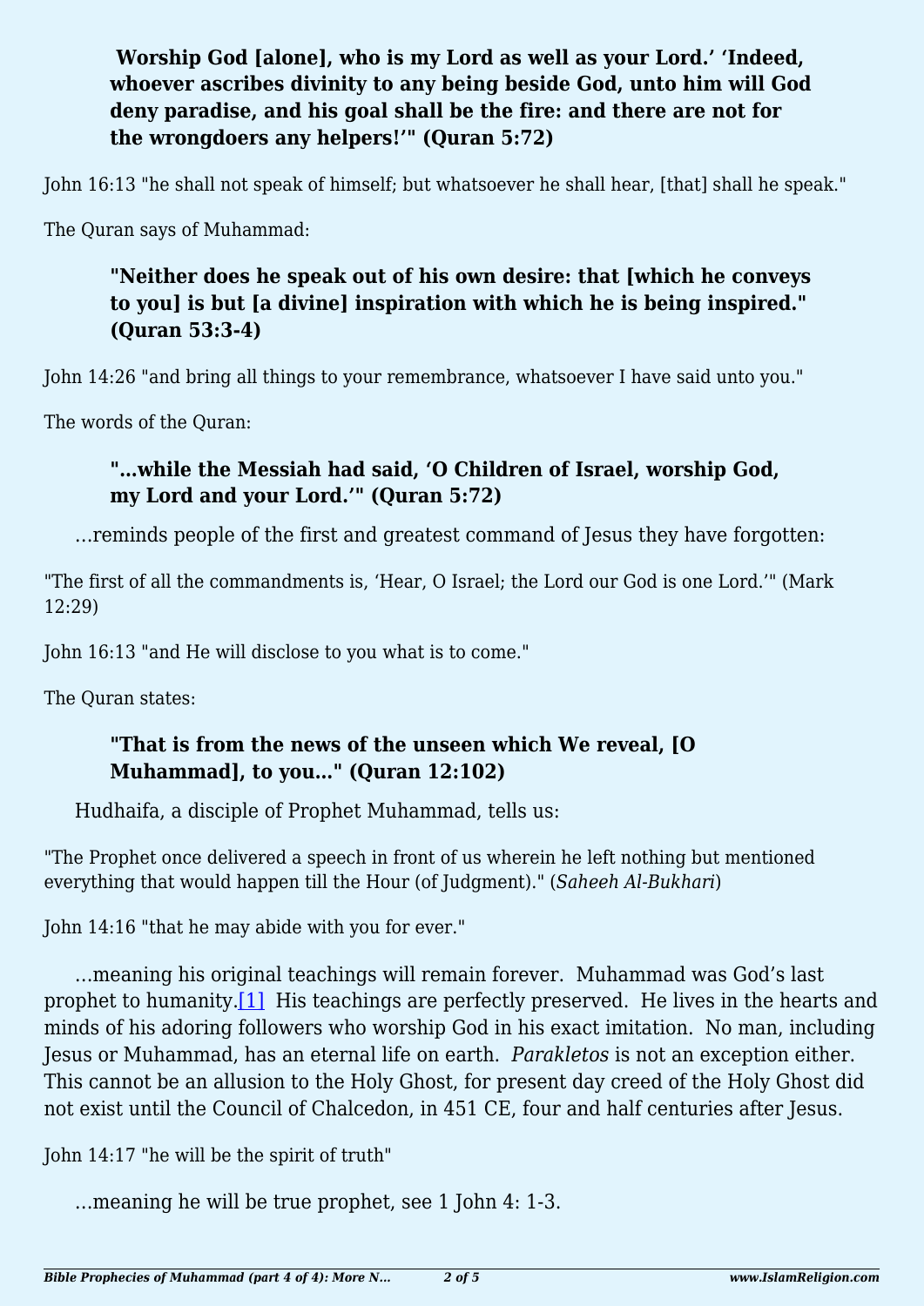> **Worship God [alone], who is my Lord as well as your Lord.' 'Indeed, whoever ascribes divinity to any being beside God, unto him will God deny paradise, and his goal shall be the fire: and there are not for the wrongdoers any helpers!'" (Quran 5:72)**

John 16:13 "he shall not speak of himself; but whatsoever he shall hear, [that] shall he speak."

The Quran says of Muhammad:

> **"Neither does he speak out of his own desire: that [which he conveys to you] is but [a divine] inspiration with which he is being inspired." (Quran 53:3-4)**

John 14:26 "and bring all things to your remembrance, whatsoever I have said unto you."

The words of the Quran:

> **"…while the Messiah had said, 'O Children of Israel, worship God, my Lord and your Lord.'" (Quran 5:72)**

…reminds people of the first and greatest command of Jesus they have forgotten:

"The first of all the commandments is, 'Hear, O Israel; the Lord our God is one Lord.'" (Mark 12:29)

John 16:13 "and He will disclose to you what is to come."

The Quran states:

> **"That is from the news of the unseen which We reveal, [O Muhammad], to you…" (Quran 12:102)**

Hudhaifa, a disciple of Prophet Muhammad, tells us:

"The Prophet once delivered a speech in front of us wherein he left nothing but mentioned everything that would happen till the Hour (of Judgment)." (*Saheeh Al-Bukhari*)

John 14:16 "that he may abide with you for ever."

…meaning his original teachings will remain forever. Muhammad was God's last prophet to humanity.[1] His teachings are perfectly preserved. He lives in the hearts and minds of his adoring followers who worship God in his exact imitation. No man, including Jesus or Muhammad, has an eternal life on earth. *Parakletos* is not an exception either. This cannot be an allusion to the Holy Ghost, for present day creed of the Holy Ghost did not exist until the Council of Chalcedon, in 451 CE, four and half centuries after Jesus.

John 14:17 "he will be the spirit of truth"

…meaning he will be true prophet, see 1 John 4: 1-3.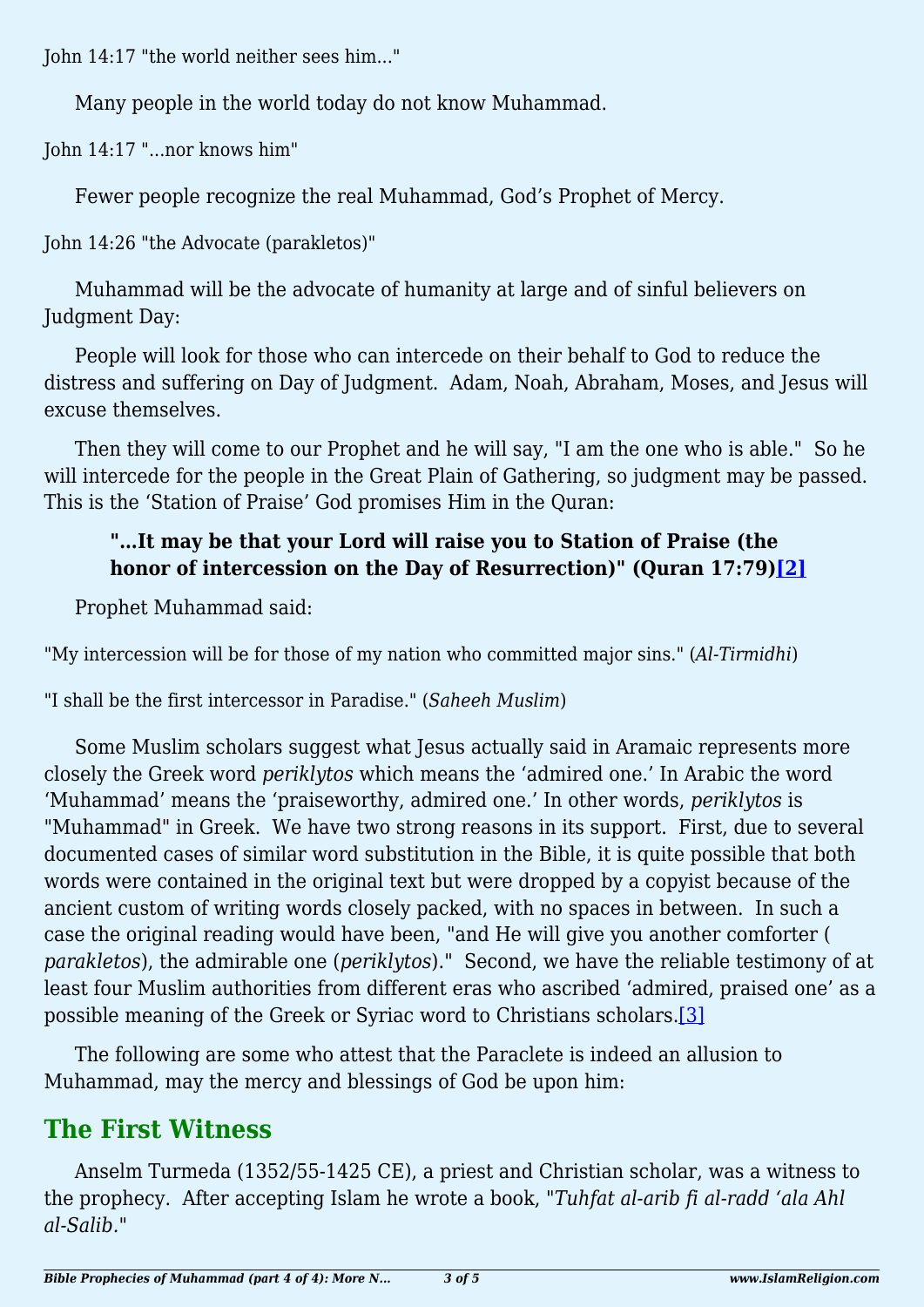John 14:17 "the world neither sees him..."

Many people in the world today do not know Muhammad.

John 14:17 "...nor knows him"

Fewer people recognize the real Muhammad, God's Prophet of Mercy.

John 14:26 "the Advocate (parakletos)"

Muhammad will be the advocate of humanity at large and of sinful believers on Judgment Day:

People will look for those who can intercede on their behalf to God to reduce the distress and suffering on Day of Judgment. Adam, Noah, Abraham, Moses, and Jesus will excuse themselves.

Then they will come to our Prophet and he will say, "I am the one who is able." So he will intercede for the people in the Great Plain of Gathering, so judgment may be passed. This is the 'Station of Praise' God promises Him in the Quran:

> **"...It may be that your Lord will raise you to Station of Praise (the honor of intercession on the Day of Resurrection)" (Quran 17:79)[2]**

Prophet Muhammad said:

"My intercession will be for those of my nation who committed major sins." (*Al-Tirmidhi*)

"I shall be the first intercessor in Paradise." (*Saheeh Muslim*)

Some Muslim scholars suggest what Jesus actually said in Aramaic represents more closely the Greek word *periklytos* which means the 'admired one.' In Arabic the word 'Muhammad' means the 'praiseworthy, admired one.' In other words, *periklytos* is "Muhammad" in Greek. We have two strong reasons in its support. First, due to several documented cases of similar word substitution in the Bible, it is quite possible that both words were contained in the original text but were dropped by a copyist because of the ancient custom of writing words closely packed, with no spaces in between. In such a case the original reading would have been, "and He will give you another comforter (*parakletos*), the admirable one (*periklytos*)." Second, we have the reliable testimony of at least four Muslim authorities from different eras who ascribed 'admired, praised one' as a possible meaning of the Greek or Syriac word to Christians scholars.[3]

The following are some who attest that the Paraclete is indeed an allusion to Muhammad, may the mercy and blessings of God be upon him:

## The First Witness

Anselm Turmeda (1352/55-1425 CE), a priest and Christian scholar, was a witness to the prophecy. After accepting Islam he wrote a book, "*Tuhfat al-arib fi al-radd 'ala Ahl al-Salib.*"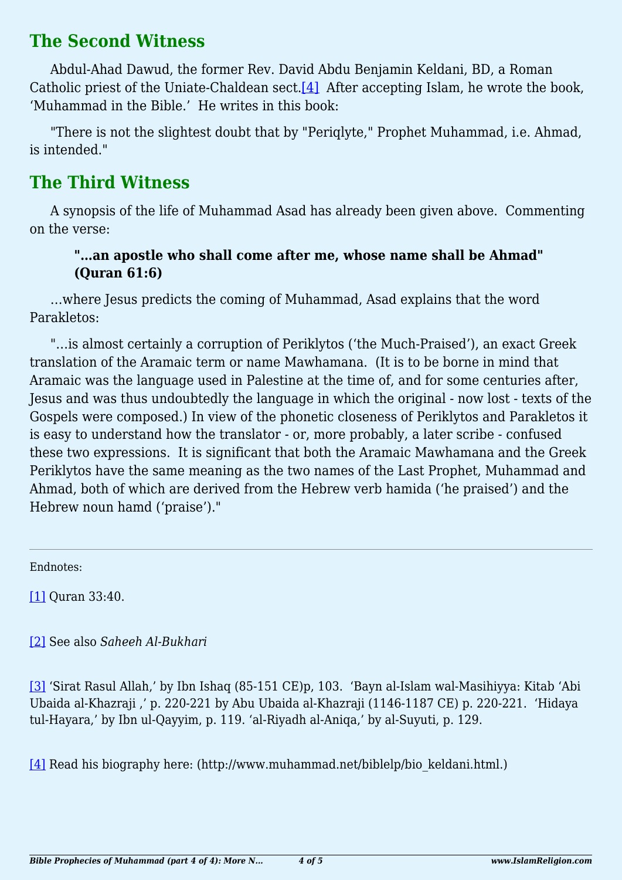## The Second Witness

Abdul-Ahad Dawud, the former Rev. David Abdu Benjamin Keldani, BD, a Roman Catholic priest of the Uniate-Chaldean sect.[4] After accepting Islam, he wrote the book, 'Muhammad in the Bible.' He writes in this book:

"There is not the slightest doubt that by "Periqlyte," Prophet Muhammad, i.e. Ahmad, is intended."

## The Third Witness

A synopsis of the life of Muhammad Asad has already been given above. Commenting on the verse:

> **"…an apostle who shall come after me, whose name shall be Ahmad" (Quran 61:6)**

…where Jesus predicts the coming of Muhammad, Asad explains that the word Parakletos:

"…is almost certainly a corruption of Periklytos ('the Much-Praised'), an exact Greek translation of the Aramaic term or name Mawhamana. (It is to be borne in mind that Aramaic was the language used in Palestine at the time of, and for some centuries after, Jesus and was thus undoubtedly the language in which the original - now lost - texts of the Gospels were composed.) In view of the phonetic closeness of Periklytos and Parakletos it is easy to understand how the translator - or, more probably, a later scribe - confused these two expressions. It is significant that both the Aramaic Mawhamana and the Greek Periklytos have the same meaning as the two names of the Last Prophet, Muhammad and Ahmad, both of which are derived from the Hebrew verb hamida ('he praised') and the Hebrew noun hamd ('praise')."

---

Endnotes:

[1] Quran 33:40.

[2] See also *Saheeh Al-Bukhari*

[3] 'Sirat Rasul Allah,' by Ibn Ishaq (85-151 CE)p, 103. 'Bayn al-Islam wal-Masihiyya: Kitab 'Abi Ubaida al-Khazraji ,' p. 220-221 by Abu Ubaida al-Khazraji (1146-1187 CE) p. 220-221. 'Hidaya tul-Hayara,' by Ibn ul-Qayyim, p. 119. 'al-Riyadh al-Aniqa,' by al-Suyuti, p. 129.

[4] Read his biography here: (http://www.muhammad.net/biblelp/bio_keldani.html.)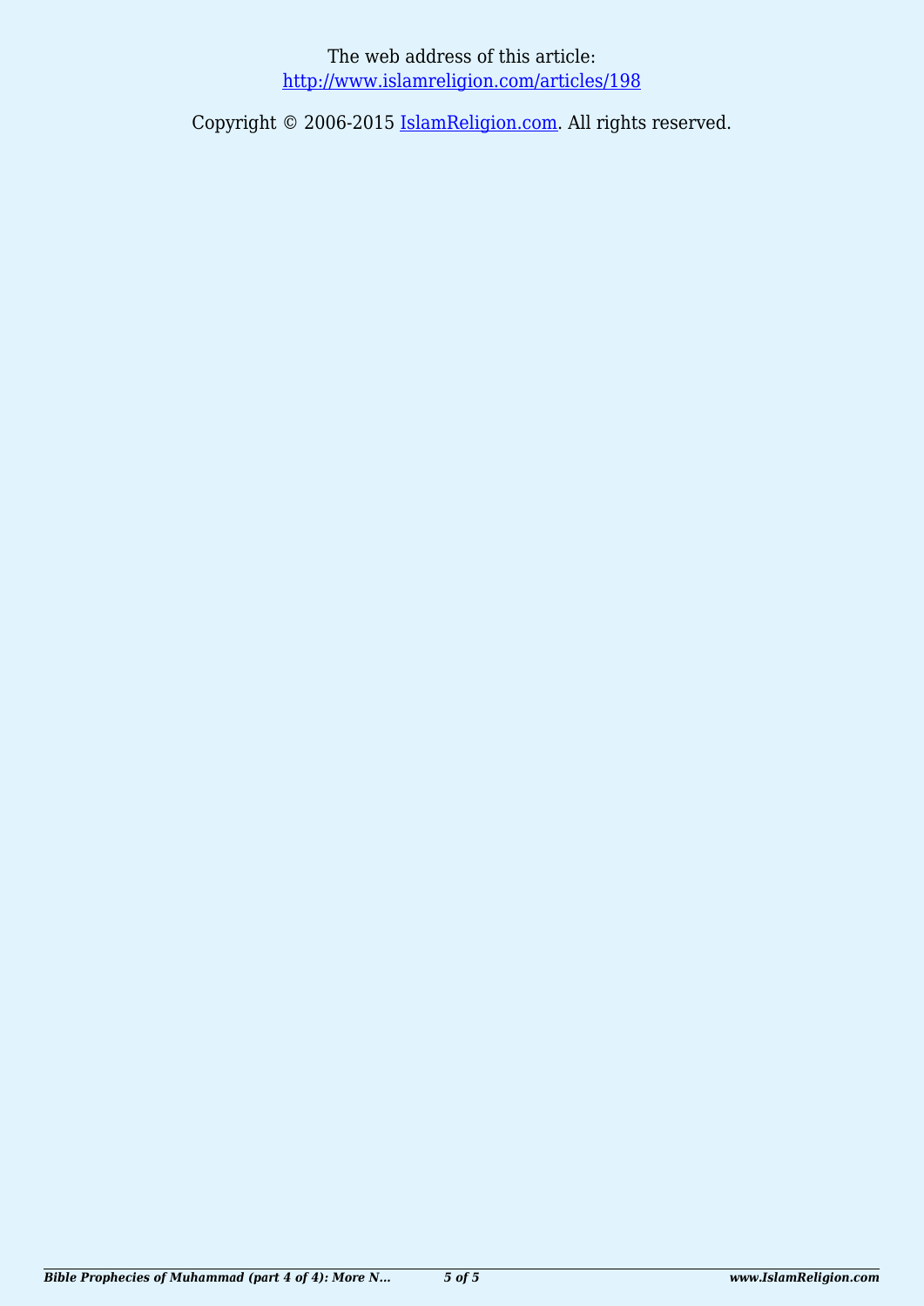The web address of this article:
[http://www.islamreligion.com/articles/198](http://www.islamreligion.com/articles/198)

Copyright © 2006-2015 [IslamReligion.com](http://www.islamreligion.com). All rights reserved.